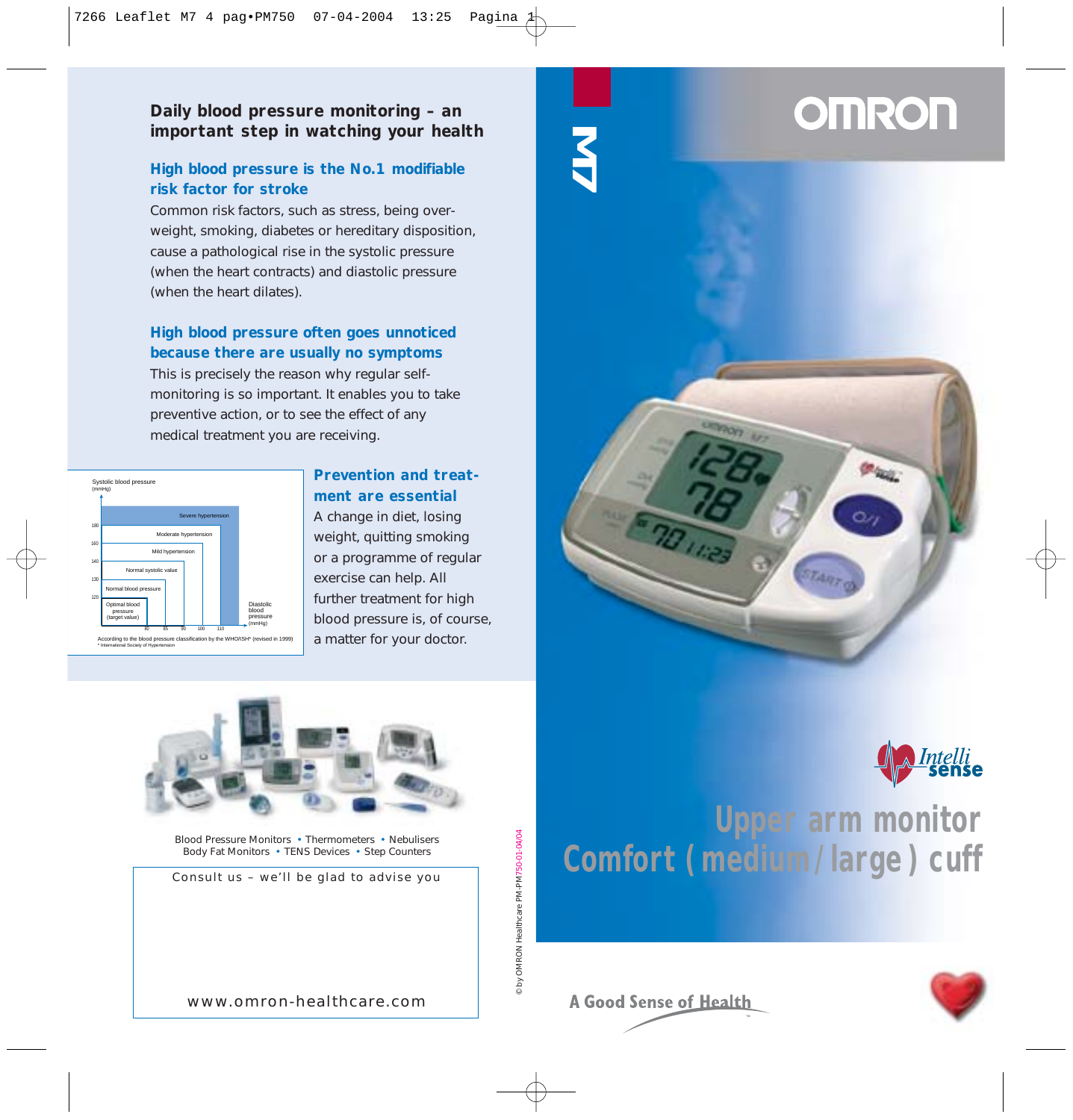## Daily blood pressure monitoring – an important step in watching your health

### High blood pressure is the No.1 modifiable risk factor for stroke

Common risk factors, such as stress, being overweight, smoking, diabetes or hereditary disposition, cause a pathological rise in the systolic pressure (when the heart contracts) and diastolic pressure (when the heart dilates).

### High blood pressure often goes unnoticed because there are usually no symptoms

This is precisely the reason why regular self-monitoring is so important. It enables you to take preventive action, or to see the effect of any medical treatment you are receiving.

Systolic blood pressure (mmHg)

Severe hypertension
Moderate hypertension
Mild hypertension
Normal systolic value
Normal blood pressure
Optimal blood pressure (target value)

180
160
140
130
120

80 85 90 100 110

Diastolic blood pressure (mmHg)

According to the blood pressure classification by the WHO/ISH* (revised in 1999)
* International Society of Hypertension

### Prevention and treatment are essential

A change in diet, losing weight, quitting smoking or a programme of regular exercise can help. All further treatment for high blood pressure is, of course, a matter for your doctor.

Blood Pressure Monitors • Thermometers • Nebulisers
Body Fat Monitors • TENS Devices • Step Counters

Consult us – we'll be glad to advise you

www.omron-healthcare.com

© by OMRON Healthcare PM-PM750-01-04/04

# OMRON

M7

Intelli sense

## Upper arm monitor
## Comfort (medium/large) cuff

A Good Sense of Health™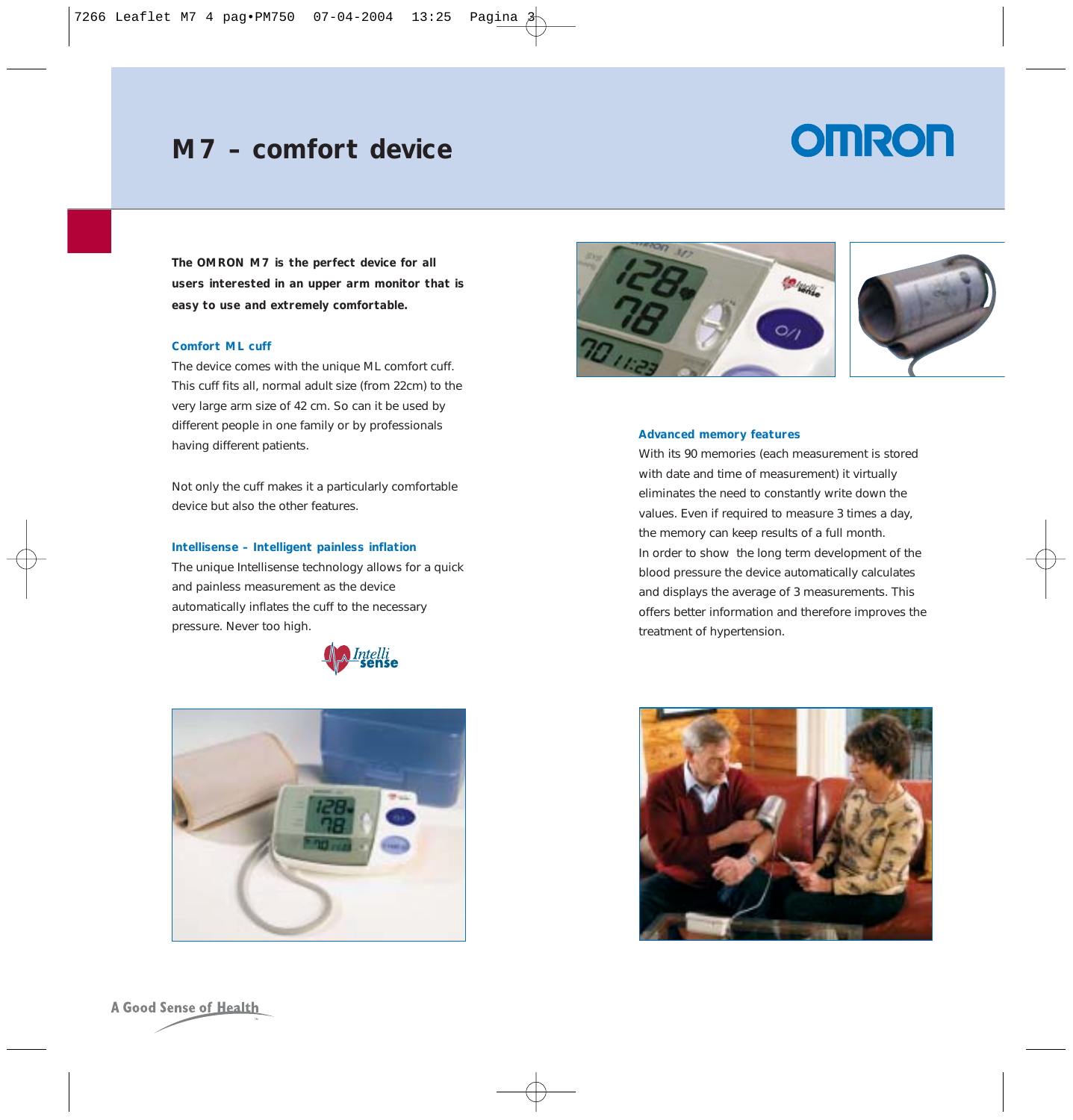# M7 – comfort device

**The OMRON M7 is the perfect device for all users interested in an upper arm monitor that is easy to use and extremely comfortable.**

### Comfort ML cuff

The device comes with the unique ML comfort cuff. This cuff fits all, normal adult size (from 22cm) to the very large arm size of 42 cm. So can it be used by different people in one family or by professionals having different patients.

Not only the cuff makes it a particularly comfortable device but also the other features.

### Intellisense – Intelligent painless inflation

The unique Intellisense technology allows for a quick and painless measurement as the device automatically inflates the cuff to the necessary pressure. Never too high.

### Advanced memory features

With its 90 memories (each measurement is stored with date and time of measurement) it virtually eliminates the need to constantly write down the values. Even if required to measure 3 times a day, the memory can keep results of a full month.
In order to show the long term development of the blood pressure the device automatically calculates and displays the average of 3 measurements. This offers better information and therefore improves the treatment of hypertension.

A Good Sense of Health